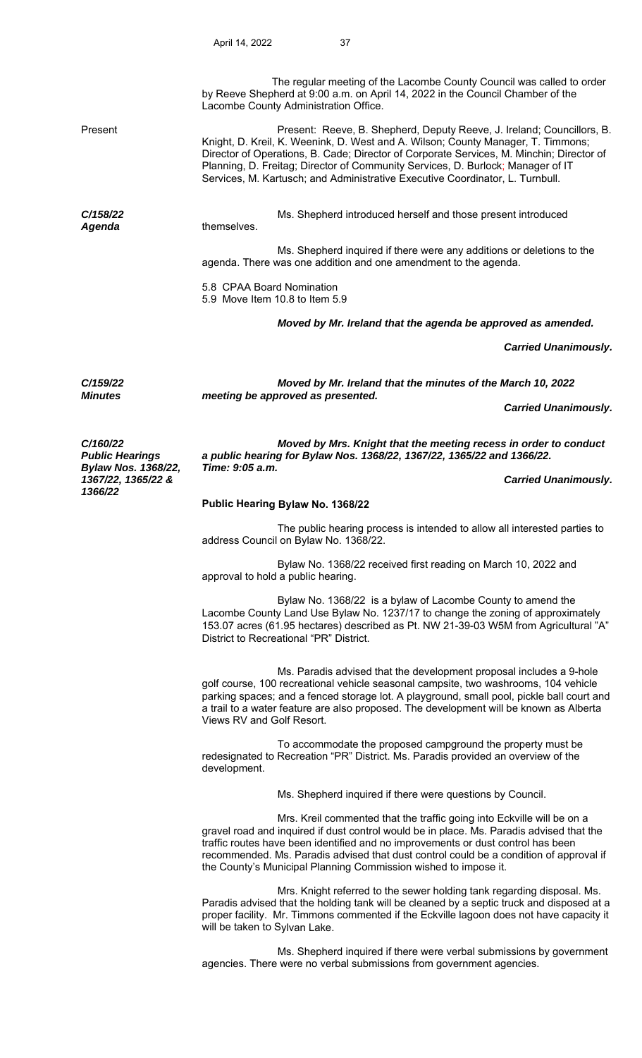The regular meeting of the Lacombe County Council was called to order by Reeve Shepherd at 9:00 a.m. on April 14, 2022 in the Council Chamber of the Lacombe County Administration Office.

**Present**

Present: Reeve, B. Shepherd, Deputy Reeve, J. Ireland; Councillors, B. Knight, D. Kreil, K. Weenink, D. West and A. Wilson; County Manager, T. Timmons; Director of Operations, B. Cade; Director of Corporate Services, M. Minchin; Director of Planning, D. Freitag; Director of Community Services, D. Burlock; Manager of IT Services, M. Kartusch; and Administrative Executive Coordinator, L. Turnbull.

***C/158/22***
***Agenda***

Ms. Shepherd introduced herself and those present introduced themselves.

Ms. Shepherd inquired if there were any additions or deletions to the agenda. There was one addition and one amendment to the agenda.

5.8 CPAA Board Nomination
5.9 Move Item 10.8 to Item 5.9

***Moved by Mr. Ireland that the agenda be approved as amended.***

***Carried Unanimously.***

***C/159/22***
***Minutes***

***Moved by Mr. Ireland that the minutes of the March 10, 2022 meeting be approved as presented.***

***Carried Unanimously.***

***C/160/22***
***Public Hearings***
***Bylaw Nos. 1368/22, 1367/22, 1365/22 & 1366/22***

***Moved by Mrs. Knight that the meeting recess in order to conduct a public hearing for Bylaw Nos. 1368/22, 1367/22, 1365/22 and 1366/22. Time: 9:05 a.m.***

***Carried Unanimously.***

**Public Hearing Bylaw No. 1368/22**

The public hearing process is intended to allow all interested parties to address Council on Bylaw No. 1368/22.

Bylaw No. 1368/22 received first reading on March 10, 2022 and approval to hold a public hearing.

Bylaw No. 1368/22 is a bylaw of Lacombe County to amend the Lacombe County Land Use Bylaw No. 1237/17 to change the zoning of approximately 153.07 acres (61.95 hectares) described as Pt. NW 21-39-03 W5M from Agricultural "A" District to Recreational "PR" District.

Ms. Paradis advised that the development proposal includes a 9-hole golf course, 100 recreational vehicle seasonal campsite, two washrooms, 104 vehicle parking spaces; and a fenced storage lot. A playground, small pool, pickle ball court and a trail to a water feature are also proposed. The development will be known as Alberta Views RV and Golf Resort.

To accommodate the proposed campground the property must be redesignated to Recreation "PR" District. Ms. Paradis provided an overview of the development.

Ms. Shepherd inquired if there were questions by Council.

Mrs. Kreil commented that the traffic going into Eckville will be on a gravel road and inquired if dust control would be in place. Ms. Paradis advised that the traffic routes have been identified and no improvements or dust control has been recommended. Ms. Paradis advised that dust control could be a condition of approval if the County's Municipal Planning Commission wished to impose it.

Mrs. Knight referred to the sewer holding tank regarding disposal. Ms. Paradis advised that the holding tank will be cleaned by a septic truck and disposed at a proper facility. Mr. Timmons commented if the Eckville lagoon does not have capacity it will be taken to Sylvan Lake.

Ms. Shepherd inquired if there were verbal submissions by government agencies. There were no verbal submissions from government agencies.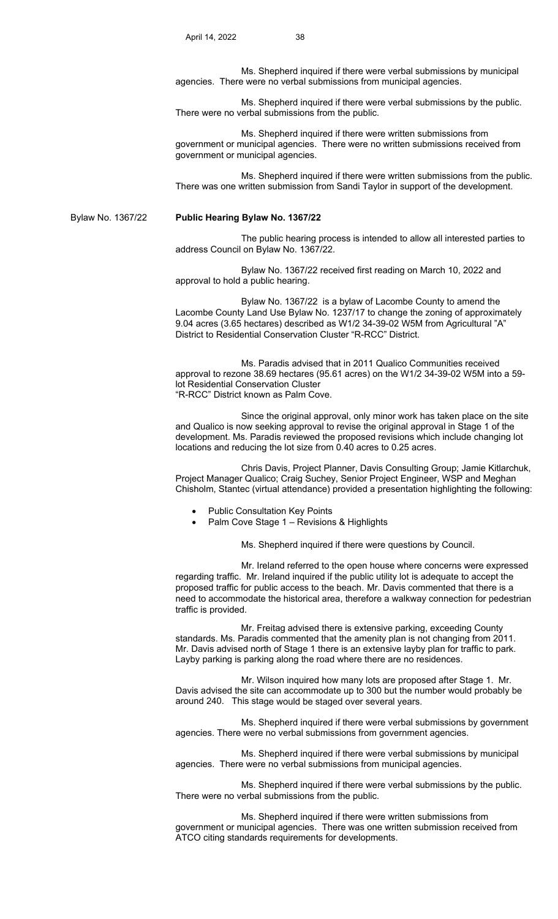Ms. Shepherd inquired if there were verbal submissions by municipal agencies. There were no verbal submissions from municipal agencies.

Ms. Shepherd inquired if there were verbal submissions by the public. There were no verbal submissions from the public.

Ms. Shepherd inquired if there were written submissions from government or municipal agencies. There were no written submissions received from government or municipal agencies.

Ms. Shepherd inquired if there were written submissions from the public. There was one written submission from Sandi Taylor in support of the development.

Bylaw No. 1367/22

**Public Hearing Bylaw No. 1367/22**

The public hearing process is intended to allow all interested parties to address Council on Bylaw No. 1367/22.

Bylaw No. 1367/22 received first reading on March 10, 2022 and approval to hold a public hearing.

Bylaw No. 1367/22 is a bylaw of Lacombe County to amend the Lacombe County Land Use Bylaw No. 1237/17 to change the zoning of approximately 9.04 acres (3.65 hectares) described as W1/2 34-39-02 W5M from Agricultural "A" District to Residential Conservation Cluster "R-RCC" District.

Ms. Paradis advised that in 2011 Qualico Communities received approval to rezone 38.69 hectares (95.61 acres) on the W1/2 34-39-02 W5M into a 59-lot Residential Conservation Cluster "R-RCC" District known as Palm Cove.

Since the original approval, only minor work has taken place on the site and Qualico is now seeking approval to revise the original approval in Stage 1 of the development. Ms. Paradis reviewed the proposed revisions which include changing lot locations and reducing the lot size from 0.40 acres to 0.25 acres.

Chris Davis, Project Planner, Davis Consulting Group; Jamie Kitlarchuk, Project Manager Qualico; Craig Suchey, Senior Project Engineer, WSP and Meghan Chisholm, Stantec (virtual attendance) provided a presentation highlighting the following:

- Public Consultation Key Points
- Palm Cove Stage 1 – Revisions & Highlights

Ms. Shepherd inquired if there were questions by Council.

Mr. Ireland referred to the open house where concerns were expressed regarding traffic. Mr. Ireland inquired if the public utility lot is adequate to accept the proposed traffic for public access to the beach. Mr. Davis commented that there is a need to accommodate the historical area, therefore a walkway connection for pedestrian traffic is provided.

Mr. Freitag advised there is extensive parking, exceeding County standards. Ms. Paradis commented that the amenity plan is not changing from 2011. Mr. Davis advised north of Stage 1 there is an extensive layby plan for traffic to park. Layby parking is parking along the road where there are no residences.

Mr. Wilson inquired how many lots are proposed after Stage 1. Mr. Davis advised the site can accommodate up to 300 but the number would probably be around 240. This stage would be staged over several years.

Ms. Shepherd inquired if there were verbal submissions by government agencies. There were no verbal submissions from government agencies.

Ms. Shepherd inquired if there were verbal submissions by municipal agencies. There were no verbal submissions from municipal agencies.

Ms. Shepherd inquired if there were verbal submissions by the public. There were no verbal submissions from the public.

Ms. Shepherd inquired if there were written submissions from government or municipal agencies. There was one written submission received from ATCO citing standards requirements for developments.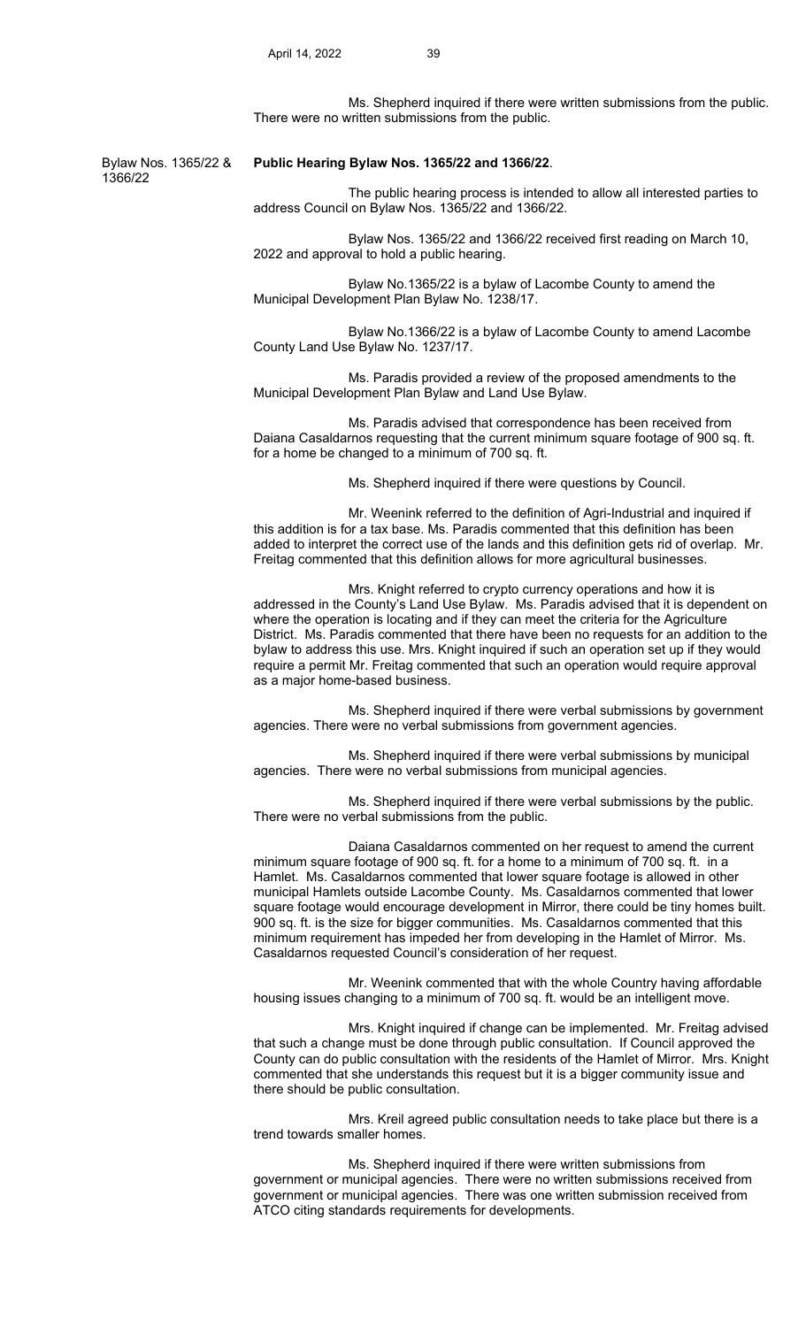Ms. Shepherd inquired if there were written submissions from the public. There were no written submissions from the public.

Bylaw Nos. 1365/22 & 1366/22

**Public Hearing Bylaw Nos. 1365/22 and 1366/22**.

The public hearing process is intended to allow all interested parties to address Council on Bylaw Nos. 1365/22 and 1366/22.

Bylaw Nos. 1365/22 and 1366/22 received first reading on March 10, 2022 and approval to hold a public hearing.

Bylaw No.1365/22 is a bylaw of Lacombe County to amend the Municipal Development Plan Bylaw No. 1238/17.

Bylaw No.1366/22 is a bylaw of Lacombe County to amend Lacombe County Land Use Bylaw No. 1237/17.

Ms. Paradis provided a review of the proposed amendments to the Municipal Development Plan Bylaw and Land Use Bylaw.

Ms. Paradis advised that correspondence has been received from Daiana Casaldarnos requesting that the current minimum square footage of 900 sq. ft. for a home be changed to a minimum of 700 sq. ft.

Ms. Shepherd inquired if there were questions by Council.

Mr. Weenink referred to the definition of Agri-Industrial and inquired if this addition is for a tax base. Ms. Paradis commented that this definition has been added to interpret the correct use of the lands and this definition gets rid of overlap. Mr. Freitag commented that this definition allows for more agricultural businesses.

Mrs. Knight referred to crypto currency operations and how it is addressed in the County's Land Use Bylaw. Ms. Paradis advised that it is dependent on where the operation is locating and if they can meet the criteria for the Agriculture District. Ms. Paradis commented that there have been no requests for an addition to the bylaw to address this use. Mrs. Knight inquired if such an operation set up if they would require a permit Mr. Freitag commented that such an operation would require approval as a major home-based business.

Ms. Shepherd inquired if there were verbal submissions by government agencies. There were no verbal submissions from government agencies.

Ms. Shepherd inquired if there were verbal submissions by municipal agencies. There were no verbal submissions from municipal agencies.

Ms. Shepherd inquired if there were verbal submissions by the public. There were no verbal submissions from the public.

Daiana Casaldarnos commented on her request to amend the current minimum square footage of 900 sq. ft. for a home to a minimum of 700 sq. ft. in a Hamlet. Ms. Casaldarnos commented that lower square footage is allowed in other municipal Hamlets outside Lacombe County. Ms. Casaldarnos commented that lower square footage would encourage development in Mirror, there could be tiny homes built. 900 sq. ft. is the size for bigger communities. Ms. Casaldarnos commented that this minimum requirement has impeded her from developing in the Hamlet of Mirror. Ms. Casaldarnos requested Council's consideration of her request.

Mr. Weenink commented that with the whole Country having affordable housing issues changing to a minimum of 700 sq. ft. would be an intelligent move.

Mrs. Knight inquired if change can be implemented. Mr. Freitag advised that such a change must be done through public consultation. If Council approved the County can do public consultation with the residents of the Hamlet of Mirror. Mrs. Knight commented that she understands this request but it is a bigger community issue and there should be public consultation.

Mrs. Kreil agreed public consultation needs to take place but there is a trend towards smaller homes.

Ms. Shepherd inquired if there were written submissions from government or municipal agencies. There were no written submissions received from government or municipal agencies. There was one written submission received from ATCO citing standards requirements for developments.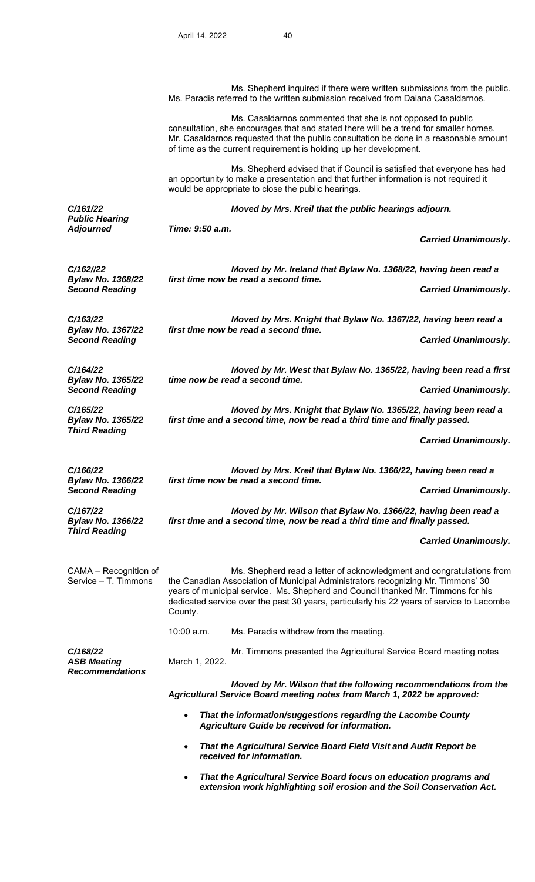Ms. Shepherd inquired if there were written submissions from the public. Ms. Paradis referred to the written submission received from Daiana Casaldarnos.

Ms. Casaldarnos commented that she is not opposed to public consultation, she encourages that and stated there will be a trend for smaller homes. Mr. Casaldarnos requested that the public consultation be done in a reasonable amount of time as the current requirement is holding up her development.

Ms. Shepherd advised that if Council is satisfied that everyone has had an opportunity to make a presentation and that further information is not required it would be appropriate to close the public hearings.

***C/161/22 Public Hearing Adjourned***

***Moved by Mrs. Kreil that the public hearings adjourn.***

***Time: 9:50 a.m.***

***Carried Unanimously.***

***C/162//22 Bylaw No. 1368/22 Second Reading***

***Moved by Mr. Ireland that Bylaw No. 1368/22, having been read a first time now be read a second time.***

***Carried Unanimously.***

***C/163/22 Bylaw No. 1367/22 Second Reading***

***Moved by Mrs. Knight that Bylaw No. 1367/22, having been read a first time now be read a second time.***

***Carried Unanimously.***

***C/164/22 Bylaw No. 1365/22 Second Reading***

***Moved by Mr. West that Bylaw No. 1365/22, having been read a first time now be read a second time.***

***Carried Unanimously.***

***C/165/22 Bylaw No. 1365/22 Third Reading***

***Moved by Mrs. Knight that Bylaw No. 1365/22, having been read a first time and a second time, now be read a third time and finally passed.***

***Carried Unanimously.***

***C/166/22 Bylaw No. 1366/22 Second Reading***

***Moved by Mrs. Kreil that Bylaw No. 1366/22, having been read a first time now be read a second time.***

***Carried Unanimously.***

***C/167/22 Bylaw No. 1366/22 Third Reading***

***Moved by Mr. Wilson that Bylaw No. 1366/22, having been read a first time and a second time, now be read a third time and finally passed.***

***Carried Unanimously.***

CAMA – Recognition of Service – T. Timmons

Ms. Shepherd read a letter of acknowledgment and congratulations from the Canadian Association of Municipal Administrators recognizing Mr. Timmons' 30 years of municipal service. Ms. Shepherd and Council thanked Mr. Timmons for his dedicated service over the past 30 years, particularly his 22 years of service to Lacombe County.

<u>10:00 a.m.</u> Ms. Paradis withdrew from the meeting.

***C/168/22 ASB Meeting Recommendations***

Mr. Timmons presented the Agricultural Service Board meeting notes March 1, 2022.

***Moved by Mr. Wilson that the following recommendations from the Agricultural Service Board meeting notes from March 1, 2022 be approved:***

- ***That the information/suggestions regarding the Lacombe County Agriculture Guide be received for information.***
- ***That the Agricultural Service Board Field Visit and Audit Report be received for information.***
- ***That the Agricultural Service Board focus on education programs and extension work highlighting soil erosion and the Soil Conservation Act.***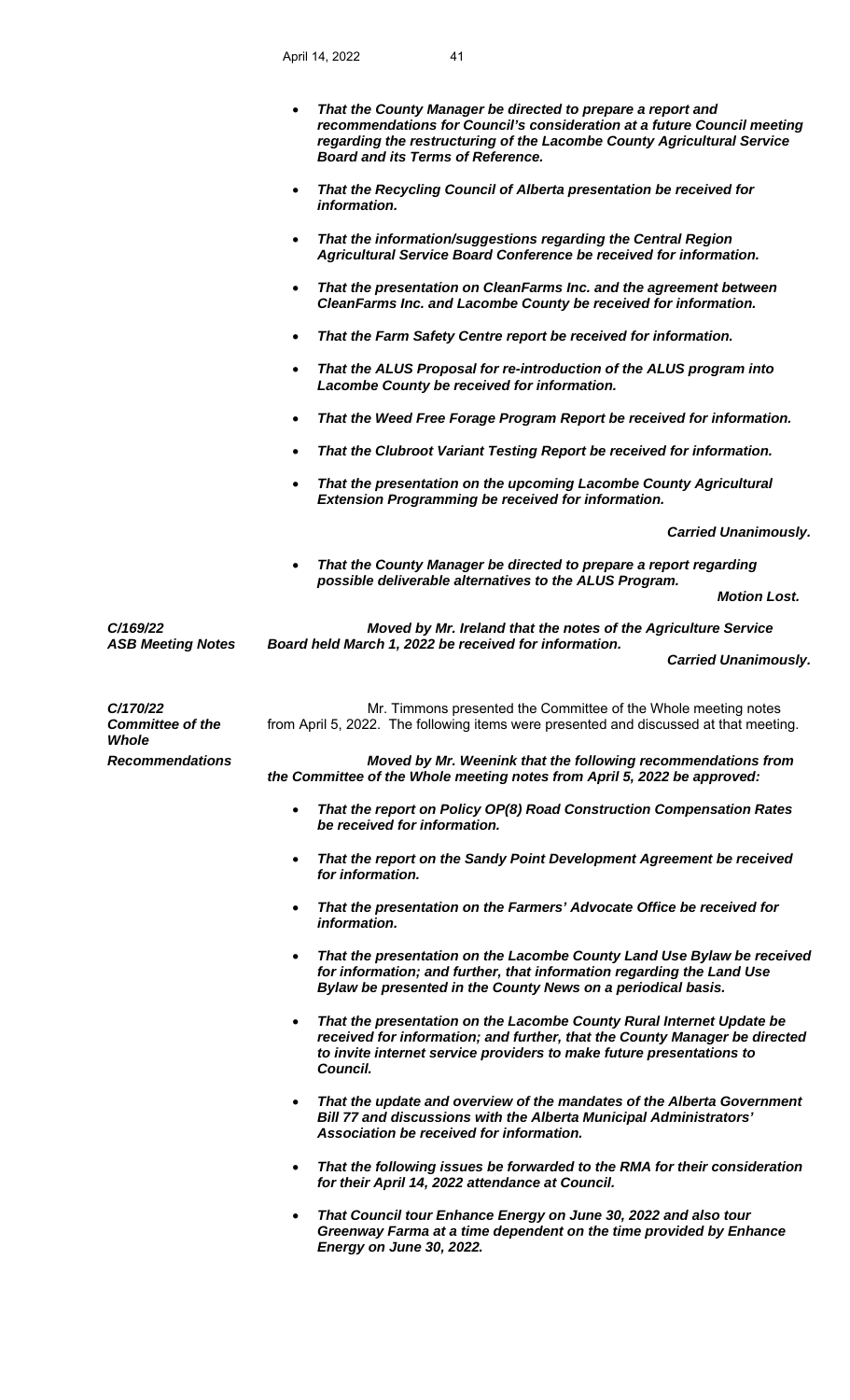- ***That the County Manager be directed to prepare a report and recommendations for Council's consideration at a future Council meeting regarding the restructuring of the Lacombe County Agricultural Service Board and its Terms of Reference.***

- ***That the Recycling Council of Alberta presentation be received for information.***

- ***That the information/suggestions regarding the Central Region Agricultural Service Board Conference be received for information.***

- ***That the presentation on CleanFarms Inc. and the agreement between CleanFarms Inc. and Lacombe County be received for information.***

- ***That the Farm Safety Centre report be received for information.***

- ***That the ALUS Proposal for re-introduction of the ALUS program into Lacombe County be received for information.***

- ***That the Weed Free Forage Program Report be received for information.***

- ***That the Clubroot Variant Testing Report be received for information.***

- ***That the presentation on the upcoming Lacombe County Agricultural Extension Programming be received for information.***

***Carried Unanimously.***

- ***That the County Manager be directed to prepare a report regarding possible deliverable alternatives to the ALUS Program.***

***Motion Lost.***

***C/169/22***
***ASB Meeting Notes***

***Moved by Mr. Ireland that the notes of the Agriculture Service Board held March 1, 2022 be received for information.***

***Carried Unanimously.***

***C/170/22***
***Committee of the Whole***
***Recommendations***

Mr. Timmons presented the Committee of the Whole meeting notes from April 5, 2022. The following items were presented and discussed at that meeting.

***Moved by Mr. Weenink that the following recommendations from the Committee of the Whole meeting notes from April 5, 2022 be approved:***

- ***That the report on Policy OP(8) Road Construction Compensation Rates be received for information.***

- ***That the report on the Sandy Point Development Agreement be received for information.***

- ***That the presentation on the Farmers' Advocate Office be received for information.***

- ***That the presentation on the Lacombe County Land Use Bylaw be received for information; and further, that information regarding the Land Use Bylaw be presented in the County News on a periodical basis.***

- ***That the presentation on the Lacombe County Rural Internet Update be received for information; and further, that the County Manager be directed to invite internet service providers to make future presentations to Council.***

- ***That the update and overview of the mandates of the Alberta Government Bill 77 and discussions with the Alberta Municipal Administrators' Association be received for information.***

- ***That the following issues be forwarded to the RMA for their consideration for their April 14, 2022 attendance at Council.***

- ***That Council tour Enhance Energy on June 30, 2022 and also tour Greenway Farma at a time dependent on the time provided by Enhance Energy on June 30, 2022.***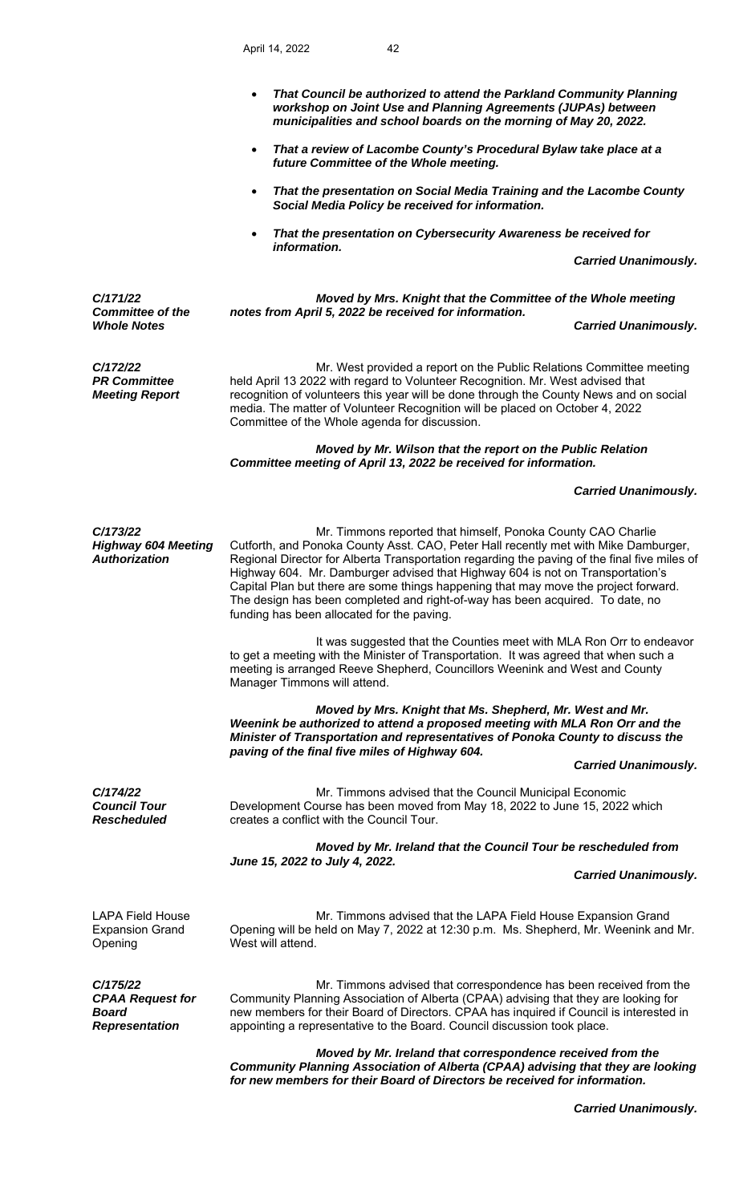- ***That Council be authorized to attend the Parkland Community Planning workshop on Joint Use and Planning Agreements (JUPAs) between municipalities and school boards on the morning of May 20, 2022.***
- ***That a review of Lacombe County's Procedural Bylaw take place at a future Committee of the Whole meeting.***
- ***That the presentation on Social Media Training and the Lacombe County Social Media Policy be received for information.***
- ***That the presentation on Cybersecurity Awareness be received for information.***

***Carried Unanimously.***

***C/171/22***
***Committee of the Whole Notes***

***Moved by Mrs. Knight that the Committee of the Whole meeting notes from April 5, 2022 be received for information.***

***Carried Unanimously.***

***C/172/22***
***PR Committee Meeting Report***

Mr. West provided a report on the Public Relations Committee meeting held April 13 2022 with regard to Volunteer Recognition. Mr. West advised that recognition of volunteers this year will be done through the County News and on social media. The matter of Volunteer Recognition will be placed on October 4, 2022 Committee of the Whole agenda for discussion.

***Moved by Mr. Wilson that the report on the Public Relation Committee meeting of April 13, 2022 be received for information.***

***Carried Unanimously.***

***C/173/22***
***Highway 604 Meeting Authorization***

Mr. Timmons reported that himself, Ponoka County CAO Charlie Cutforth, and Ponoka County Asst. CAO, Peter Hall recently met with Mike Damburger, Regional Director for Alberta Transportation regarding the paving of the final five miles of Highway 604. Mr. Damburger advised that Highway 604 is not on Transportation's Capital Plan but there are some things happening that may move the project forward. The design has been completed and right-of-way has been acquired. To date, no funding has been allocated for the paving.

It was suggested that the Counties meet with MLA Ron Orr to endeavor to get a meeting with the Minister of Transportation. It was agreed that when such a meeting is arranged Reeve Shepherd, Councillors Weenink and West and County Manager Timmons will attend.

***Moved by Mrs. Knight that Ms. Shepherd, Mr. West and Mr. Weenink be authorized to attend a proposed meeting with MLA Ron Orr and the Minister of Transportation and representatives of Ponoka County to discuss the paving of the final five miles of Highway 604.***

***Carried Unanimously.***

***C/174/22***
***Council Tour Rescheduled***

Mr. Timmons advised that the Council Municipal Economic Development Course has been moved from May 18, 2022 to June 15, 2022 which creates a conflict with the Council Tour.

***Moved by Mr. Ireland that the Council Tour be rescheduled from June 15, 2022 to July 4, 2022.***

***Carried Unanimously.***

LAPA Field House Expansion Grand Opening

Mr. Timmons advised that the LAPA Field House Expansion Grand Opening will be held on May 7, 2022 at 12:30 p.m. Ms. Shepherd, Mr. Weenink and Mr. West will attend.

***C/175/22***
***CPAA Request for Board Representation***

Mr. Timmons advised that correspondence has been received from the Community Planning Association of Alberta (CPAA) advising that they are looking for new members for their Board of Directors. CPAA has inquired if Council is interested in appointing a representative to the Board. Council discussion took place.

***Moved by Mr. Ireland that correspondence received from the Community Planning Association of Alberta (CPAA) advising that they are looking for new members for their Board of Directors be received for information.***

***Carried Unanimously.***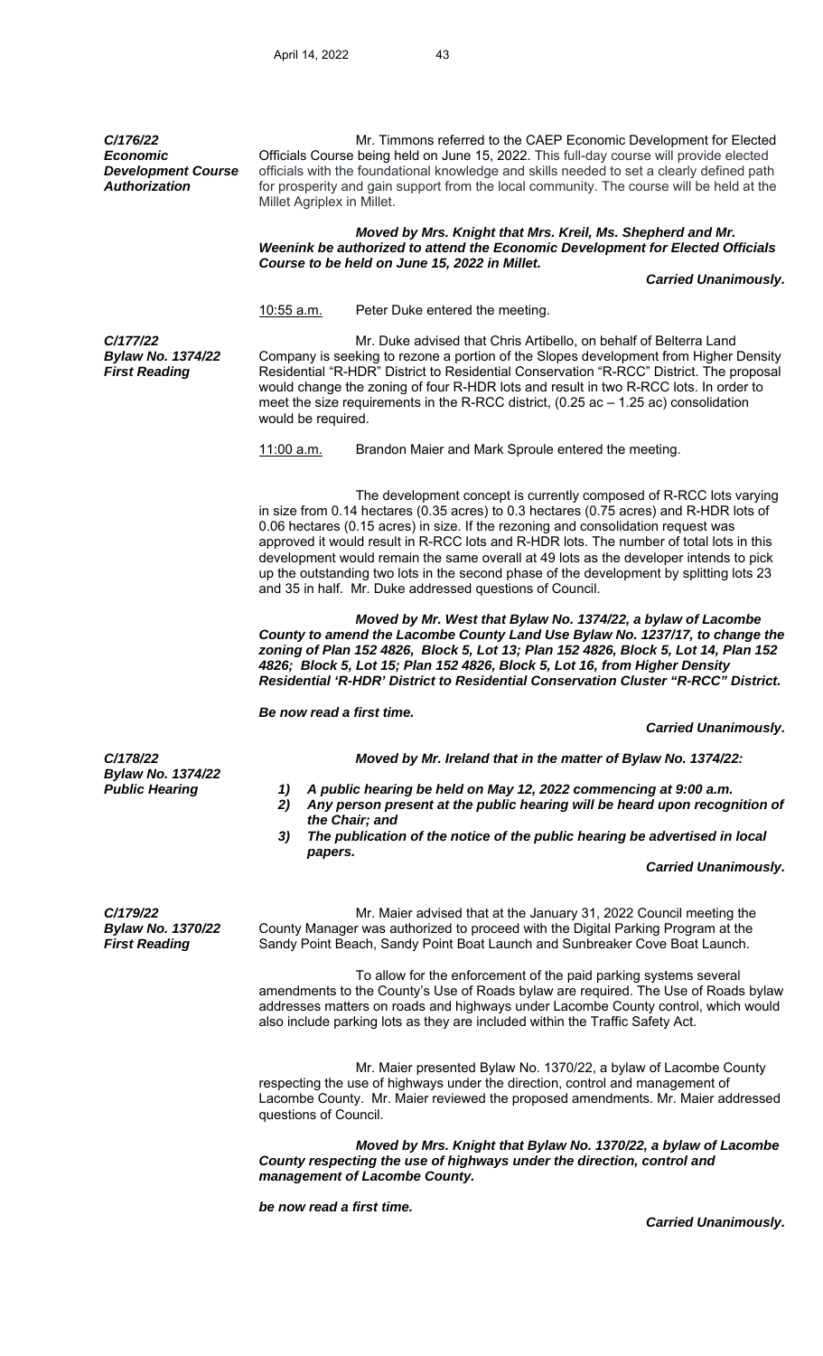***C/176/22***
***Economic Development Course Authorization***

Mr. Timmons referred to the CAEP Economic Development for Elected Officials Course being held on June 15, 2022. This full-day course will provide elected officials with the foundational knowledge and skills needed to set a clearly defined path for prosperity and gain support from the local community. The course will be held at the Millet Agriplex in Millet.

***Moved by Mrs. Knight that Mrs. Kreil, Ms. Shepherd and Mr. Weenink be authorized to attend the Economic Development for Elected Officials Course to be held on June 15, 2022 in Millet.***

***Carried Unanimously.***

10:55 a.m. Peter Duke entered the meeting.

***C/177/22***
***Bylaw No. 1374/22***
***First Reading***

Mr. Duke advised that Chris Artibello, on behalf of Belterra Land Company is seeking to rezone a portion of the Slopes development from Higher Density Residential "R-HDR" District to Residential Conservation "R-RCC" District. The proposal would change the zoning of four R-HDR lots and result in two R-RCC lots. In order to meet the size requirements in the R-RCC district, (0.25 ac – 1.25 ac) consolidation would be required.

11:00 a.m. Brandon Maier and Mark Sproule entered the meeting.

The development concept is currently composed of R-RCC lots varying in size from 0.14 hectares (0.35 acres) to 0.3 hectares (0.75 acres) and R-HDR lots of 0.06 hectares (0.15 acres) in size. If the rezoning and consolidation request was approved it would result in R-RCC lots and R-HDR lots. The number of total lots in this development would remain the same overall at 49 lots as the developer intends to pick up the outstanding two lots in the second phase of the development by splitting lots 23 and 35 in half. Mr. Duke addressed questions of Council.

***Moved by Mr. West that Bylaw No. 1374/22, a bylaw of Lacombe County to amend the Lacombe County Land Use Bylaw No. 1237/17, to change the zoning of Plan 152 4826, Block 5, Lot 13; Plan 152 4826, Block 5, Lot 14, Plan 152 4826; Block 5, Lot 15; Plan 152 4826, Block 5, Lot 16, from Higher Density Residential 'R-HDR' District to Residential Conservation Cluster "R-RCC" District.***

***Be now read a first time.***

***Carried Unanimously.***

***C/178/22***
***Bylaw No. 1374/22***
***Public Hearing***

***Moved by Mr. Ireland that in the matter of Bylaw No. 1374/22:***

1) ***A public hearing be held on May 12, 2022 commencing at 9:00 a.m.***
2) ***Any person present at the public hearing will be heard upon recognition of the Chair; and***
3) ***The publication of the notice of the public hearing be advertised in local papers.***

***Carried Unanimously.***

***C/179/22***
***Bylaw No. 1370/22***
***First Reading***

Mr. Maier advised that at the January 31, 2022 Council meeting the County Manager was authorized to proceed with the Digital Parking Program at the Sandy Point Beach, Sandy Point Boat Launch and Sunbreaker Cove Boat Launch.

To allow for the enforcement of the paid parking systems several amendments to the County's Use of Roads bylaw are required. The Use of Roads bylaw addresses matters on roads and highways under Lacombe County control, which would also include parking lots as they are included within the Traffic Safety Act.

Mr. Maier presented Bylaw No. 1370/22, a bylaw of Lacombe County respecting the use of highways under the direction, control and management of Lacombe County. Mr. Maier reviewed the proposed amendments. Mr. Maier addressed questions of Council.

***Moved by Mrs. Knight that Bylaw No. 1370/22, a bylaw of Lacombe County respecting the use of highways under the direction, control and management of Lacombe County.***

***be now read a first time.***

***Carried Unanimously.***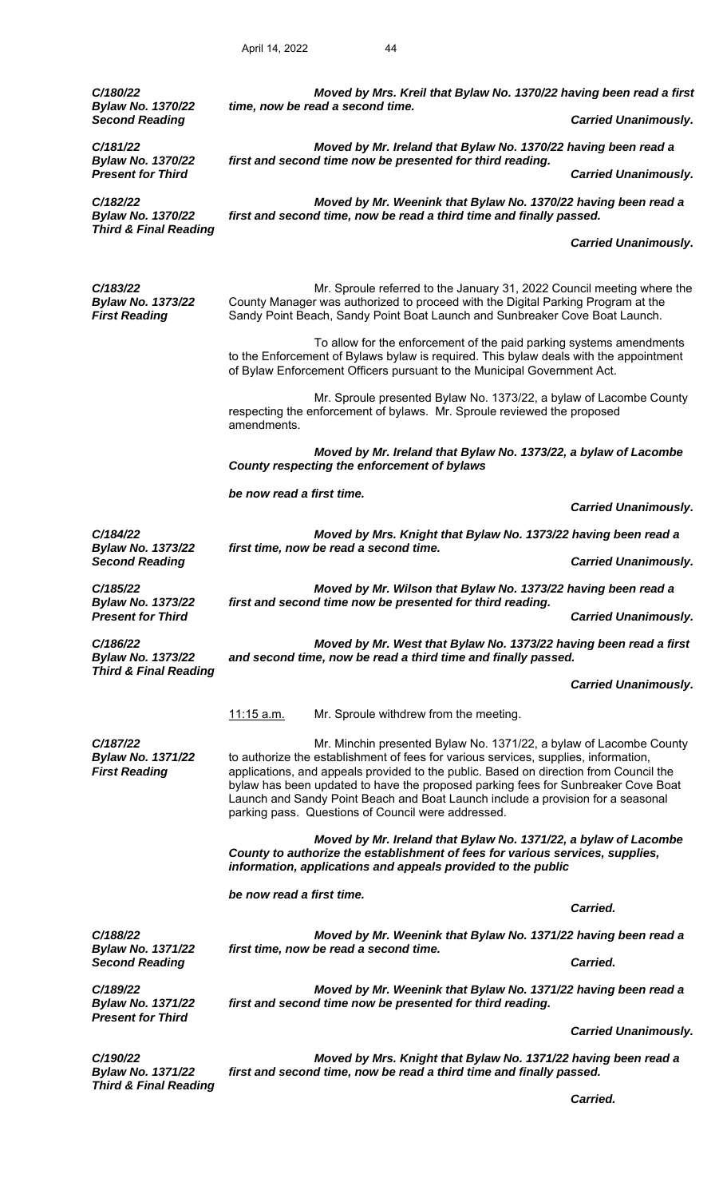***C/180/22***
***Bylaw No. 1370/22***
***Second Reading***

***Moved by Mrs. Kreil that Bylaw No. 1370/22 having been read a first time, now be read a second time.***

***Carried Unanimously.***

***C/181/22***
***Bylaw No. 1370/22***
***Present for Third***

***Moved by Mr. Ireland that Bylaw No. 1370/22 having been read a first and second time now be presented for third reading.***

***Carried Unanimously.***

***C/182/22***
***Bylaw No. 1370/22***
***Third & Final Reading***

***Moved by Mr. Weenink that Bylaw No. 1370/22 having been read a first and second time, now be read a third time and finally passed.***

***Carried Unanimously.***

***C/183/22***
***Bylaw No. 1373/22***
***First Reading***

Mr. Sproule referred to the January 31, 2022 Council meeting where the County Manager was authorized to proceed with the Digital Parking Program at the Sandy Point Beach, Sandy Point Boat Launch and Sunbreaker Cove Boat Launch.

To allow for the enforcement of the paid parking systems amendments to the Enforcement of Bylaws bylaw is required. This bylaw deals with the appointment of Bylaw Enforcement Officers pursuant to the Municipal Government Act.

Mr. Sproule presented Bylaw No. 1373/22, a bylaw of Lacombe County respecting the enforcement of bylaws. Mr. Sproule reviewed the proposed amendments.

***Moved by Mr. Ireland that Bylaw No. 1373/22, a bylaw of Lacombe County respecting the enforcement of bylaws***

***be now read a first time.***

***Carried Unanimously.***

***C/184/22***
***Bylaw No. 1373/22***
***Second Reading***

***Moved by Mrs. Knight that Bylaw No. 1373/22 having been read a first time, now be read a second time.***

***Carried Unanimously.***

***C/185/22***
***Bylaw No. 1373/22***
***Present for Third***

***Moved by Mr. Wilson that Bylaw No. 1373/22 having been read a first and second time now be presented for third reading.***

***Carried Unanimously.***

***C/186/22***
***Bylaw No. 1373/22***
***Third & Final Reading***

***Moved by Mr. West that Bylaw No. 1373/22 having been read a first and second time, now be read a third time and finally passed.***

***Carried Unanimously.***

11:15 a.m. Mr. Sproule withdrew from the meeting.

***C/187/22***
***Bylaw No. 1371/22***
***First Reading***

Mr. Minchin presented Bylaw No. 1371/22, a bylaw of Lacombe County to authorize the establishment of fees for various services, supplies, information, applications, and appeals provided to the public. Based on direction from Council the bylaw has been updated to have the proposed parking fees for Sunbreaker Cove Boat Launch and Sandy Point Beach and Boat Launch include a provision for a seasonal parking pass. Questions of Council were addressed.

***Moved by Mr. Ireland that Bylaw No. 1371/22, a bylaw of Lacombe County to authorize the establishment of fees for various services, supplies, information, applications and appeals provided to the public***

***be now read a first time.***

***Carried.***

***C/188/22***
***Bylaw No. 1371/22***
***Second Reading***

***Moved by Mr. Weenink that Bylaw No. 1371/22 having been read a first time, now be read a second time.***

***Carried.***

***C/189/22***
***Bylaw No. 1371/22***
***Present for Third***

***Moved by Mr. Weenink that Bylaw No. 1371/22 having been read a first and second time now be presented for third reading.***

***Carried Unanimously.***

***C/190/22***
***Bylaw No. 1371/22***
***Third & Final Reading***

***Moved by Mrs. Knight that Bylaw No. 1371/22 having been read a first and second time, now be read a third time and finally passed.***

***Carried.***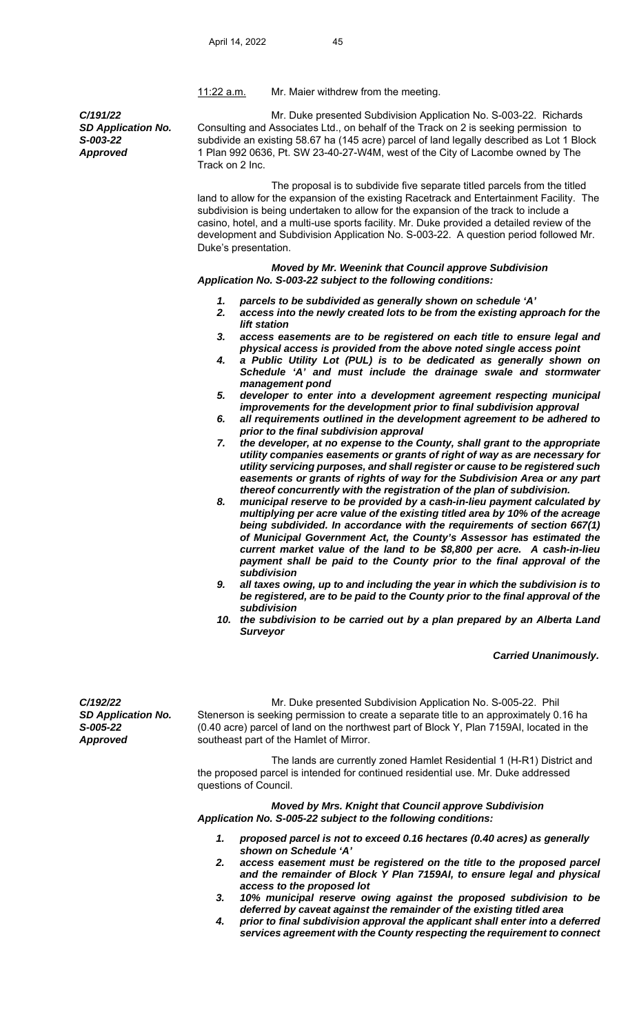11:22 a.m. Mr. Maier withdrew from the meeting.

***C/191/22***
***SD Application No. S-003-22***
***Approved***

Mr. Duke presented Subdivision Application No. S-003-22. Richards Consulting and Associates Ltd., on behalf of the Track on 2 is seeking permission to subdivide an existing 58.67 ha (145 acre) parcel of land legally described as Lot 1 Block 1 Plan 992 0636, Pt. SW 23-40-27-W4M, west of the City of Lacombe owned by The Track on 2 Inc.

The proposal is to subdivide five separate titled parcels from the titled land to allow for the expansion of the existing Racetrack and Entertainment Facility. The subdivision is being undertaken to allow for the expansion of the track to include a casino, hotel, and a multi-use sports facility. Mr. Duke provided a detailed review of the development and Subdivision Application No. S-003-22. A question period followed Mr. Duke's presentation.

***Moved by Mr. Weenink that Council approve Subdivision Application No. S-003-22 subject to the following conditions:***

1. ***parcels to be subdivided as generally shown on schedule 'A'***
2. ***access into the newly created lots to be from the existing approach for the lift station***
3. ***access easements are to be registered on each title to ensure legal and physical access is provided from the above noted single access point***
4. ***a Public Utility Lot (PUL) is to be dedicated as generally shown on Schedule 'A' and must include the drainage swale and stormwater management pond***
5. ***developer to enter into a development agreement respecting municipal improvements for the development prior to final subdivision approval***
6. ***all requirements outlined in the development agreement to be adhered to prior to the final subdivision approval***
7. ***the developer, at no expense to the County, shall grant to the appropriate utility companies easements or grants of right of way as are necessary for utility servicing purposes, and shall register or cause to be registered such easements or grants of rights of way for the Subdivision Area or any part thereof concurrently with the registration of the plan of subdivision.***
8. ***municipal reserve to be provided by a cash-in-lieu payment calculated by multiplying per acre value of the existing titled area by 10% of the acreage being subdivided. In accordance with the requirements of section 667(1) of Municipal Government Act, the County's Assessor has estimated the current market value of the land to be $8,800 per acre. A cash-in-lieu payment shall be paid to the County prior to the final approval of the subdivision***
9. ***all taxes owing, up to and including the year in which the subdivision is to be registered, are to be paid to the County prior to the final approval of the subdivision***
10. ***the subdivision to be carried out by a plan prepared by an Alberta Land Surveyor***

***Carried Unanimously.***

***C/192/22***
***SD Application No. S-005-22***
***Approved***

Mr. Duke presented Subdivision Application No. S-005-22. Phil Stenerson is seeking permission to create a separate title to an approximately 0.16 ha (0.40 acre) parcel of land on the northwest part of Block Y, Plan 7159AI, located in the southeast part of the Hamlet of Mirror.

The lands are currently zoned Hamlet Residential 1 (H-R1) District and the proposed parcel is intended for continued residential use. Mr. Duke addressed questions of Council.

***Moved by Mrs. Knight that Council approve Subdivision Application No. S-005-22 subject to the following conditions:***

1. ***proposed parcel is not to exceed 0.16 hectares (0.40 acres) as generally shown on Schedule 'A'***
2. ***access easement must be registered on the title to the proposed parcel and the remainder of Block Y Plan 7159AI, to ensure legal and physical access to the proposed lot***
3. ***10% municipal reserve owing against the proposed subdivision to be deferred by caveat against the remainder of the existing titled area***
4. ***prior to final subdivision approval the applicant shall enter into a deferred services agreement with the County respecting the requirement to connect***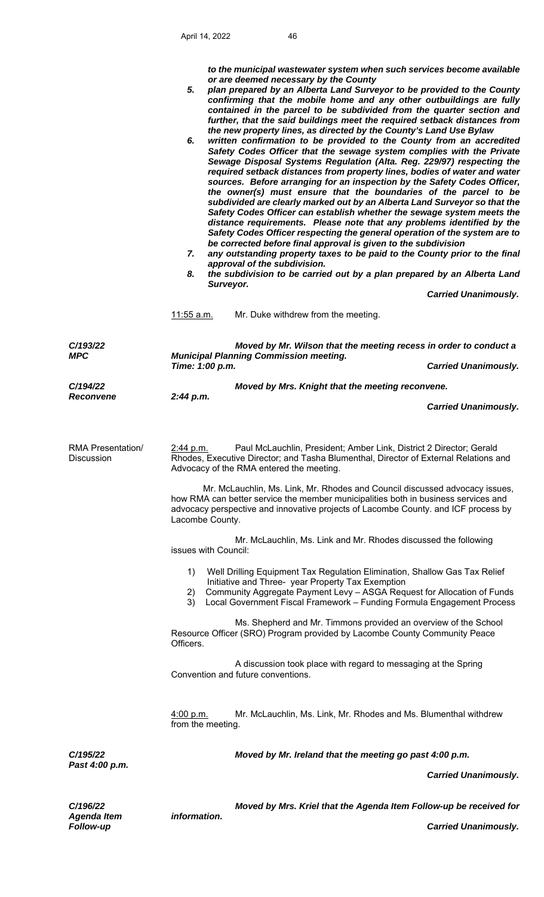*to the municipal wastewater system when such services become available or are deemed necessary by the County*

5. ***plan prepared by an Alberta Land Surveyor to be provided to the County confirming that the mobile home and any other outbuildings are fully contained in the parcel to be subdivided from the quarter section and further, that the said buildings meet the required setback distances from the new property lines, as directed by the County's Land Use Bylaw***
6. ***written confirmation to be provided to the County from an accredited Safety Codes Officer that the sewage system complies with the Private Sewage Disposal Systems Regulation (Alta. Reg. 229/97) respecting the required setback distances from property lines, bodies of water and water sources. Before arranging for an inspection by the Safety Codes Officer, the owner(s) must ensure that the boundaries of the parcel to be subdivided are clearly marked out by an Alberta Land Surveyor so that the Safety Codes Officer can establish whether the sewage system meets the distance requirements. Please note that any problems identified by the Safety Codes Officer respecting the general operation of the system are to be corrected before final approval is given to the subdivision***
7. ***any outstanding property taxes to be paid to the County prior to the final approval of the subdivision.***
8. ***the subdivision to be carried out by a plan prepared by an Alberta Land Surveyor.***

***Carried Unanimously.***

11:55 a.m. Mr. Duke withdrew from the meeting.

***C/193/22***
***MPC***

***Moved by Mr. Wilson that the meeting recess in order to conduct a Municipal Planning Commission meeting.***
***Time: 1:00 p.m.***

***Carried Unanimously.***

***C/194/22***
***Reconvene***

***Moved by Mrs. Knight that the meeting reconvene.***
***2:44 p.m.***

***Carried Unanimously.***

RMA Presentation/ Discussion

2:44 p.m. Paul McLauchlin, President; Amber Link, District 2 Director; Gerald Rhodes, Executive Director; and Tasha Blumenthal, Director of External Relations and Advocacy of the RMA entered the meeting.

Mr. McLauchlin, Ms. Link, Mr. Rhodes and Council discussed advocacy issues, how RMA can better service the member municipalities both in business services and advocacy perspective and innovative projects of Lacombe County. and ICF process by Lacombe County.

Mr. McLauchlin, Ms. Link and Mr. Rhodes discussed the following issues with Council:

1) Well Drilling Equipment Tax Regulation Elimination, Shallow Gas Tax Relief Initiative and Three- year Property Tax Exemption
2) Community Aggregate Payment Levy – ASGA Request for Allocation of Funds
3) Local Government Fiscal Framework – Funding Formula Engagement Process

Ms. Shepherd and Mr. Timmons provided an overview of the School Resource Officer (SRO) Program provided by Lacombe County Community Peace Officers.

A discussion took place with regard to messaging at the Spring Convention and future conventions.

4:00 p.m. Mr. McLauchlin, Ms. Link, Mr. Rhodes and Ms. Blumenthal withdrew from the meeting.

***C/195/22***
***Past 4:00 p.m.***

***Moved by Mr. Ireland that the meeting go past 4:00 p.m.***

***Carried Unanimously.***

***C/196/22***
***Agenda Item Follow-up***

***Moved by Mrs. Kriel that the Agenda Item Follow-up be received for information.***

***Carried Unanimously.***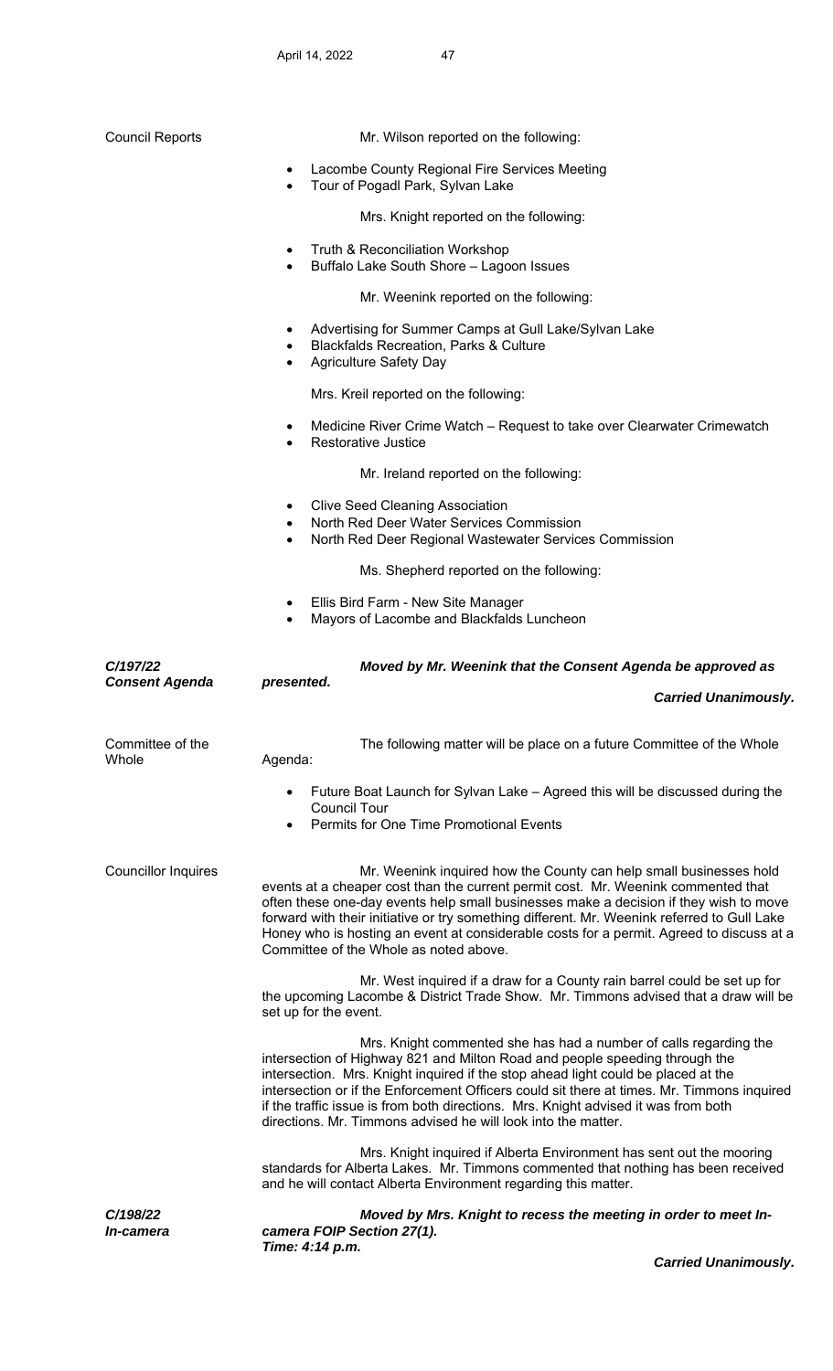Council Reports

Mr. Wilson reported on the following:

- Lacombe County Regional Fire Services Meeting
- Tour of Pogadl Park, Sylvan Lake

Mrs. Knight reported on the following:

- Truth & Reconciliation Workshop
- Buffalo Lake South Shore – Lagoon Issues

Mr. Weenink reported on the following:

- Advertising for Summer Camps at Gull Lake/Sylvan Lake
- Blackfalds Recreation, Parks & Culture
- Agriculture Safety Day

Mrs. Kreil reported on the following:

- Medicine River Crime Watch – Request to take over Clearwater Crimewatch
- Restorative Justice

Mr. Ireland reported on the following:

- Clive Seed Cleaning Association
- North Red Deer Water Services Commission
- North Red Deer Regional Wastewater Services Commission

Ms. Shepherd reported on the following:

- Ellis Bird Farm - New Site Manager
- Mayors of Lacombe and Blackfalds Luncheon

***C/197/22***
***Consent Agenda***

***Moved by Mr. Weenink that the Consent Agenda be approved as presented.***

***Carried Unanimously.***

Committee of the Whole

The following matter will be place on a future Committee of the Whole Agenda:

- Future Boat Launch for Sylvan Lake – Agreed this will be discussed during the Council Tour
- Permits for One Time Promotional Events

Councillor Inquires

Mr. Weenink inquired how the County can help small businesses hold events at a cheaper cost than the current permit cost. Mr. Weenink commented that often these one-day events help small businesses make a decision if they wish to move forward with their initiative or try something different. Mr. Weenink referred to Gull Lake Honey who is hosting an event at considerable costs for a permit. Agreed to discuss at a Committee of the Whole as noted above.

Mr. West inquired if a draw for a County rain barrel could be set up for the upcoming Lacombe & District Trade Show. Mr. Timmons advised that a draw will be set up for the event.

Mrs. Knight commented she has had a number of calls regarding the intersection of Highway 821 and Milton Road and people speeding through the intersection. Mrs. Knight inquired if the stop ahead light could be placed at the intersection or if the Enforcement Officers could sit there at times. Mr. Timmons inquired if the traffic issue is from both directions. Mrs. Knight advised it was from both directions. Mr. Timmons advised he will look into the matter.

Mrs. Knight inquired if Alberta Environment has sent out the mooring standards for Alberta Lakes. Mr. Timmons commented that nothing has been received and he will contact Alberta Environment regarding this matter.

***C/198/22***
***In-camera***

***Moved by Mrs. Knight to recess the meeting in order to meet In-camera FOIP Section 27(1).***
***Time: 4:14 p.m.***

***Carried Unanimously.***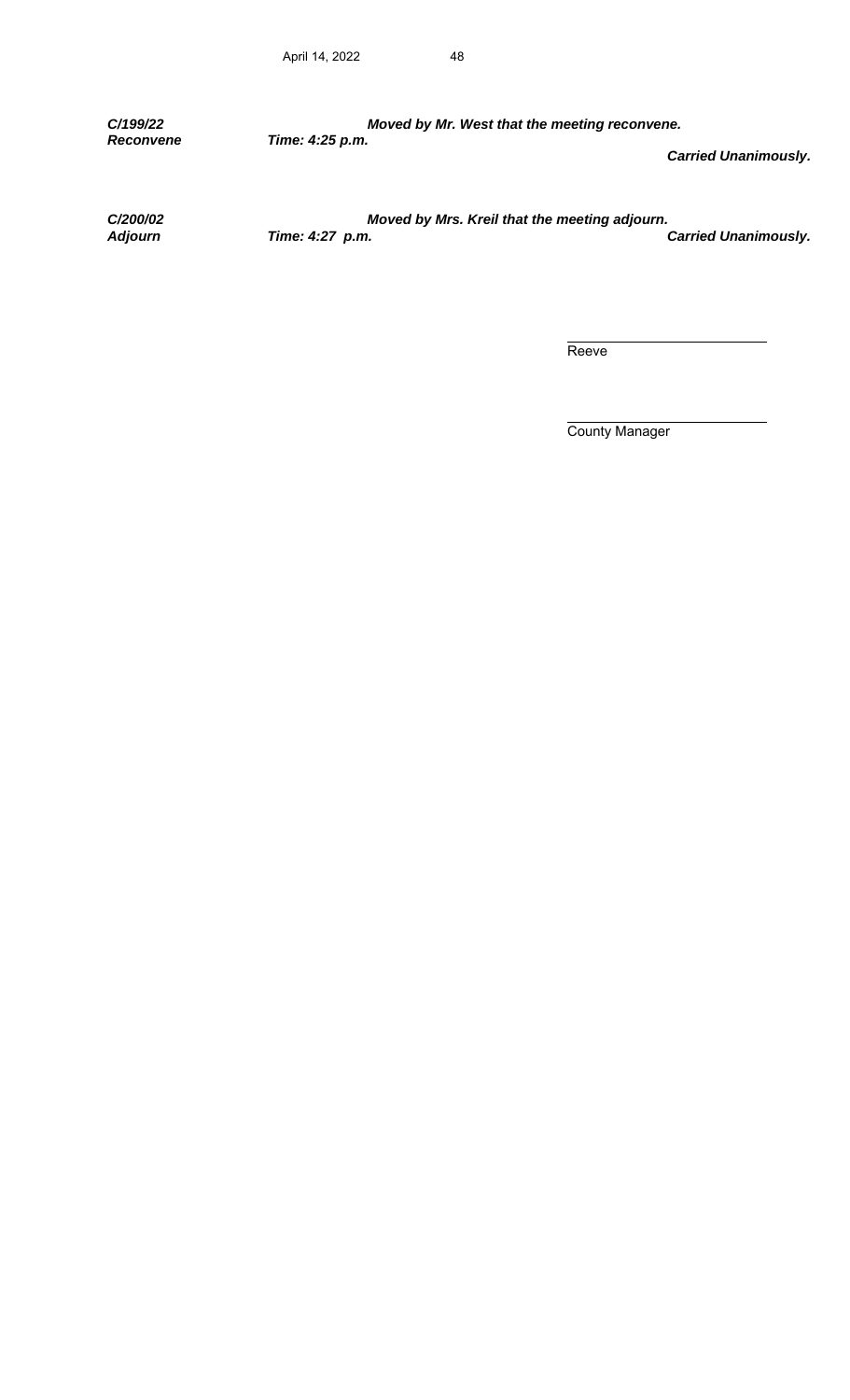***C/199/22*** ***Moved by Mr. West that the meeting reconvene.***
***Reconvene*** ***Time: 4:25 p.m.***

***Carried Unanimously.***

***C/200/02*** ***Moved by Mrs. Kreil that the meeting adjourn.***
***Adjourn*** ***Time: 4:27 p.m.*** ***Carried Unanimously.***

\_\_\_\_\_\_\_\_\_\_\_\_\_\_\_\_\_\_\_\_\_\_\_\_\_\_\_\_

Reeve

\_\_\_\_\_\_\_\_\_\_\_\_\_\_\_\_\_\_\_\_\_\_\_\_\_\_\_\_

County Manager